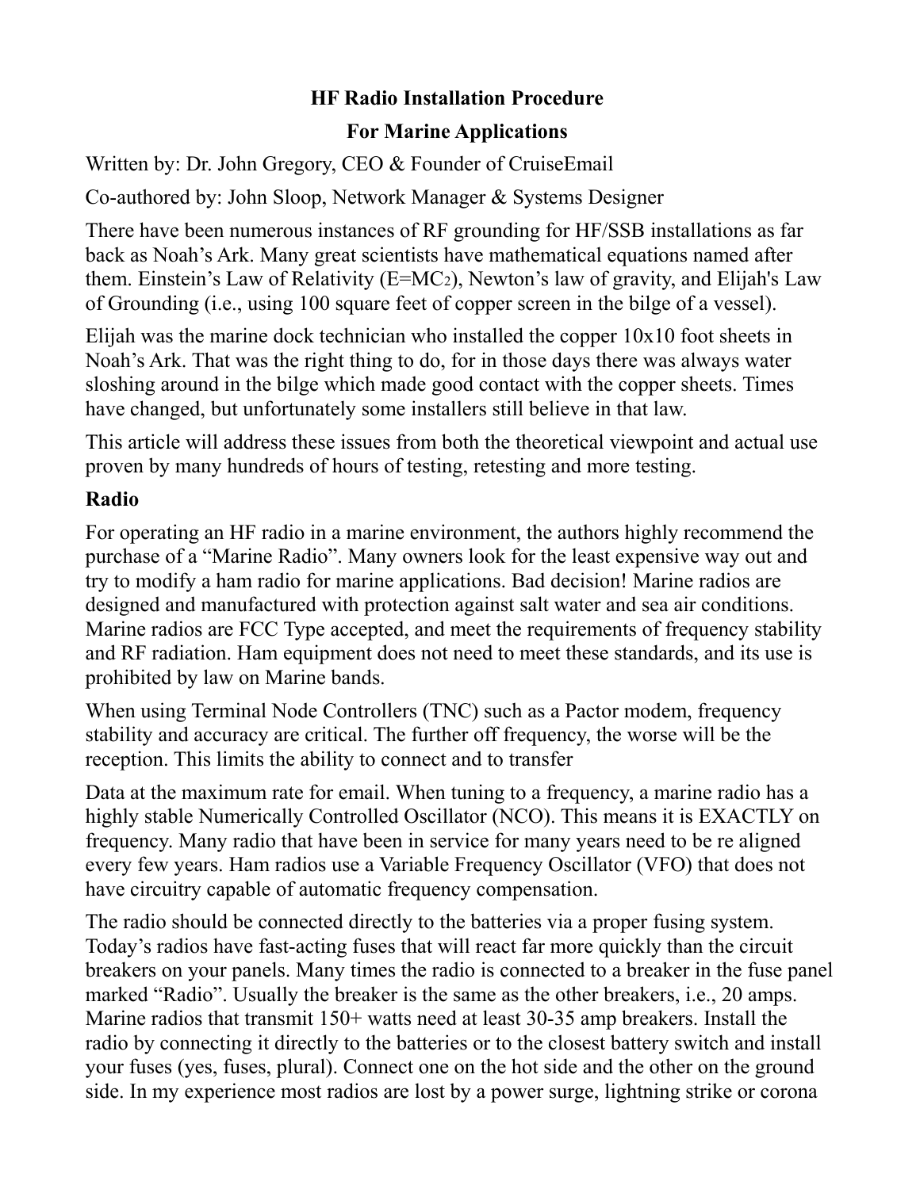# HF Radio Installation Procedure

## For Marine Applications

Written by: Dr. John Gregory, CEO & Founder of CruiseEmail

Co-authored by: John Sloop, Network Manager & Systems Designer

There have been numerous instances of RF grounding for HF/SSB installations as far back as Noah's Ark. Many great scientists have mathematical equations named after them. Einstein's Law of Relativity ($E=MC^2$), Newton's law of gravity, and Elijah's Law of Grounding (i.e., using 100 square feet of copper screen in the bilge of a vessel).

Elijah was the marine dock technician who installed the copper 10x10 foot sheets in Noah's Ark. That was the right thing to do, for in those days there was always water sloshing around in the bilge which made good contact with the copper sheets. Times have changed, but unfortunately some installers still believe in that law.

This article will address these issues from both the theoretical viewpoint and actual use proven by many hundreds of hours of testing, retesting and more testing.

### Radio

For operating an HF radio in a marine environment, the authors highly recommend the purchase of a "Marine Radio". Many owners look for the least expensive way out and try to modify a ham radio for marine applications. Bad decision! Marine radios are designed and manufactured with protection against salt water and sea air conditions. Marine radios are FCC Type accepted, and meet the requirements of frequency stability and RF radiation. Ham equipment does not need to meet these standards, and its use is prohibited by law on Marine bands.

When using Terminal Node Controllers (TNC) such as a Pactor modem, frequency stability and accuracy are critical. The further off frequency, the worse will be the reception. This limits the ability to connect and to transfer

Data at the maximum rate for email. When tuning to a frequency, a marine radio has a highly stable Numerically Controlled Oscillator (NCO). This means it is EXACTLY on frequency. Many radio that have been in service for many years need to be re aligned every few years. Ham radios use a Variable Frequency Oscillator (VFO) that does not have circuitry capable of automatic frequency compensation.

The radio should be connected directly to the batteries via a proper fusing system. Today's radios have fast-acting fuses that will react far more quickly than the circuit breakers on your panels. Many times the radio is connected to a breaker in the fuse panel marked "Radio". Usually the breaker is the same as the other breakers, i.e., 20 amps. Marine radios that transmit 150+ watts need at least 30-35 amp breakers. Install the radio by connecting it directly to the batteries or to the closest battery switch and install your fuses (yes, fuses, plural). Connect one on the hot side and the other on the ground side. In my experience most radios are lost by a power surge, lightning strike or corona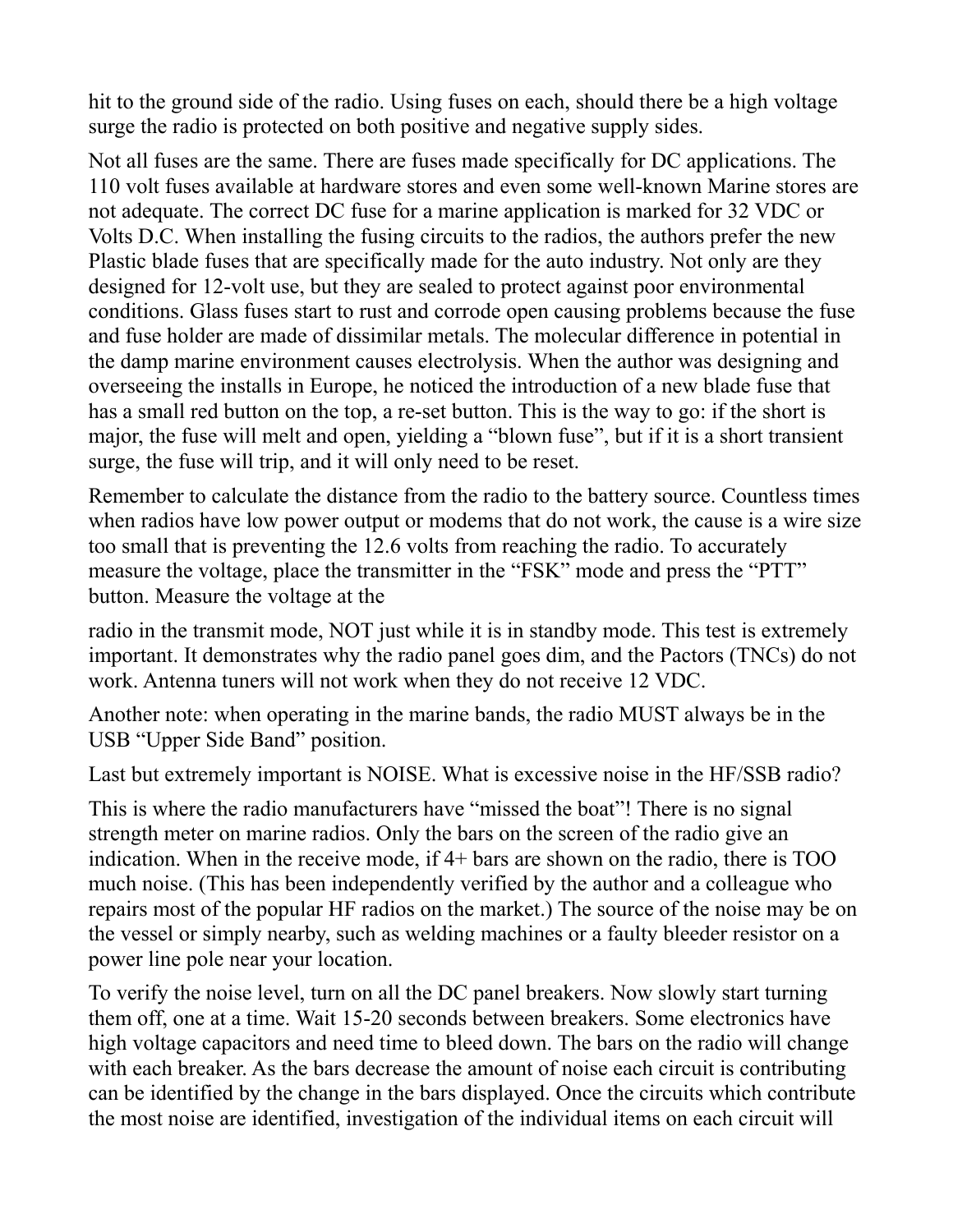hit to the ground side of the radio. Using fuses on each, should there be a high voltage surge the radio is protected on both positive and negative supply sides.

Not all fuses are the same. There are fuses made specifically for DC applications. The 110 volt fuses available at hardware stores and even some well-known Marine stores are not adequate. The correct DC fuse for a marine application is marked for 32 VDC or Volts D.C. When installing the fusing circuits to the radios, the authors prefer the new Plastic blade fuses that are specifically made for the auto industry. Not only are they designed for 12-volt use, but they are sealed to protect against poor environmental conditions. Glass fuses start to rust and corrode open causing problems because the fuse and fuse holder are made of dissimilar metals. The molecular difference in potential in the damp marine environment causes electrolysis. When the author was designing and overseeing the installs in Europe, he noticed the introduction of a new blade fuse that has a small red button on the top, a re-set button. This is the way to go: if the short is major, the fuse will melt and open, yielding a "blown fuse", but if it is a short transient surge, the fuse will trip, and it will only need to be reset.

Remember to calculate the distance from the radio to the battery source. Countless times when radios have low power output or modems that do not work, the cause is a wire size too small that is preventing the 12.6 volts from reaching the radio. To accurately measure the voltage, place the transmitter in the "FSK" mode and press the "PTT" button. Measure the voltage at the radio in the transmit mode, NOT just while it is in standby mode. This test is extremely important. It demonstrates why the radio panel goes dim, and the Pactors (TNCs) do not work. Antenna tuners will not work when they do not receive 12 VDC.

Another note: when operating in the marine bands, the radio MUST always be in the USB "Upper Side Band" position.

Last but extremely important is NOISE. What is excessive noise in the HF/SSB radio?

This is where the radio manufacturers have "missed the boat"! There is no signal strength meter on marine radios. Only the bars on the screen of the radio give an indication. When in the receive mode, if 4+ bars are shown on the radio, there is TOO much noise. (This has been independently verified by the author and a colleague who repairs most of the popular HF radios on the market.) The source of the noise may be on the vessel or simply nearby, such as welding machines or a faulty bleeder resistor on a power line pole near your location.

To verify the noise level, turn on all the DC panel breakers. Now slowly start turning them off, one at a time. Wait 15-20 seconds between breakers. Some electronics have high voltage capacitors and need time to bleed down. The bars on the radio will change with each breaker. As the bars decrease the amount of noise each circuit is contributing can be identified by the change in the bars displayed. Once the circuits which contribute the most noise are identified, investigation of the individual items on each circuit will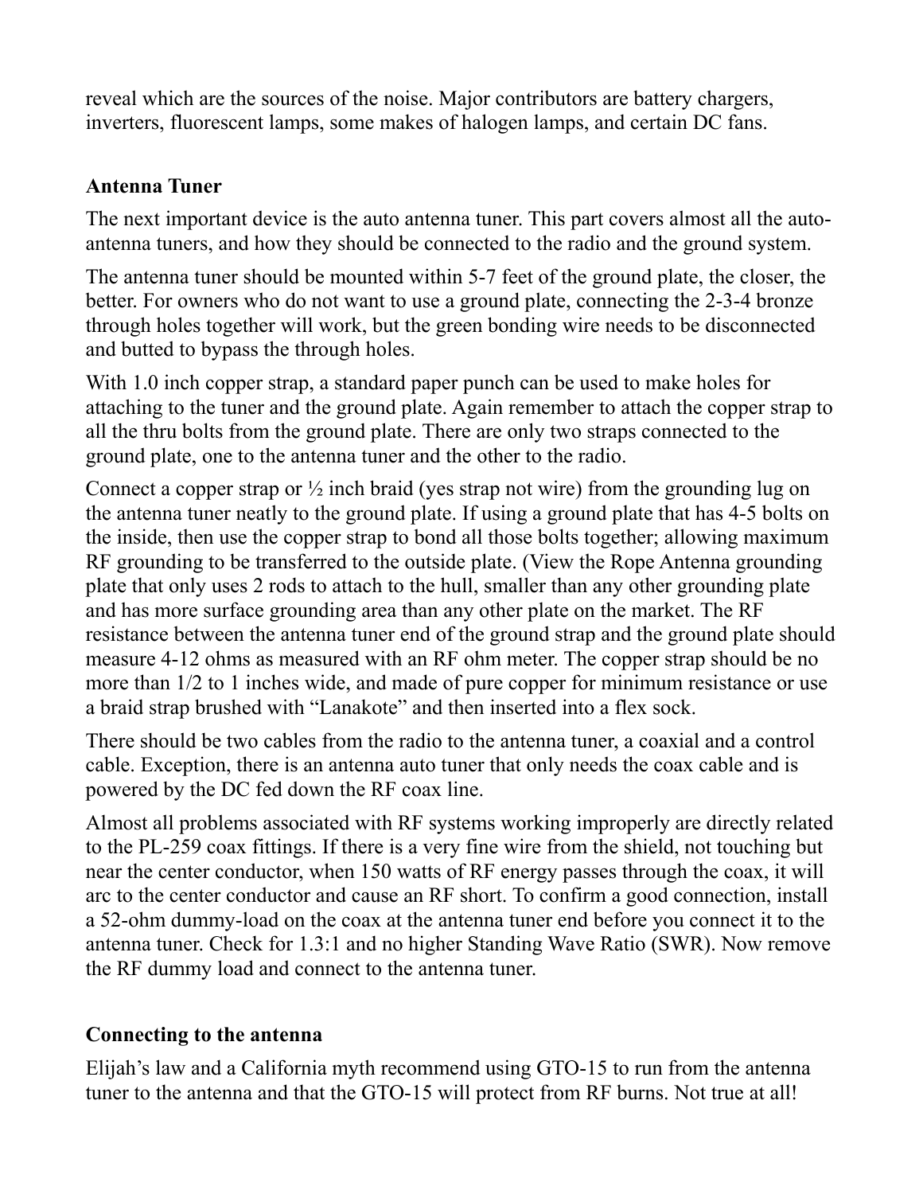reveal which are the sources of the noise. Major contributors are battery chargers, inverters, fluorescent lamps, some makes of halogen lamps, and certain DC fans.

**Antenna Tuner**

The next important device is the auto antenna tuner. This part covers almost all the auto-antenna tuners, and how they should be connected to the radio and the ground system.

The antenna tuner should be mounted within 5-7 feet of the ground plate, the closer, the better. For owners who do not want to use a ground plate, connecting the 2-3-4 bronze through holes together will work, but the green bonding wire needs to be disconnected and butted to bypass the through holes.

With 1.0 inch copper strap, a standard paper punch can be used to make holes for attaching to the tuner and the ground plate. Again remember to attach the copper strap to all the thru bolts from the ground plate. There are only two straps connected to the ground plate, one to the antenna tuner and the other to the radio.

Connect a copper strap or ½ inch braid (yes strap not wire) from the grounding lug on the antenna tuner neatly to the ground plate. If using a ground plate that has 4-5 bolts on the inside, then use the copper strap to bond all those bolts together; allowing maximum RF grounding to be transferred to the outside plate. (View the Rope Antenna grounding plate that only uses 2 rods to attach to the hull, smaller than any other grounding plate and has more surface grounding area than any other plate on the market. The RF resistance between the antenna tuner end of the ground strap and the ground plate should measure 4-12 ohms as measured with an RF ohm meter. The copper strap should be no more than 1/2 to 1 inches wide, and made of pure copper for minimum resistance or use a braid strap brushed with "Lanakote" and then inserted into a flex sock.

There should be two cables from the radio to the antenna tuner, a coaxial and a control cable. Exception, there is an antenna auto tuner that only needs the coax cable and is powered by the DC fed down the RF coax line.

Almost all problems associated with RF systems working improperly are directly related to the PL-259 coax fittings. If there is a very fine wire from the shield, not touching but near the center conductor, when 150 watts of RF energy passes through the coax, it will arc to the center conductor and cause an RF short. To confirm a good connection, install a 52-ohm dummy-load on the coax at the antenna tuner end before you connect it to the antenna tuner. Check for 1.3:1 and no higher Standing Wave Ratio (SWR). Now remove the RF dummy load and connect to the antenna tuner.

**Connecting to the antenna**

Elijah's law and a California myth recommend using GTO-15 to run from the antenna tuner to the antenna and that the GTO-15 will protect from RF burns. Not true at all!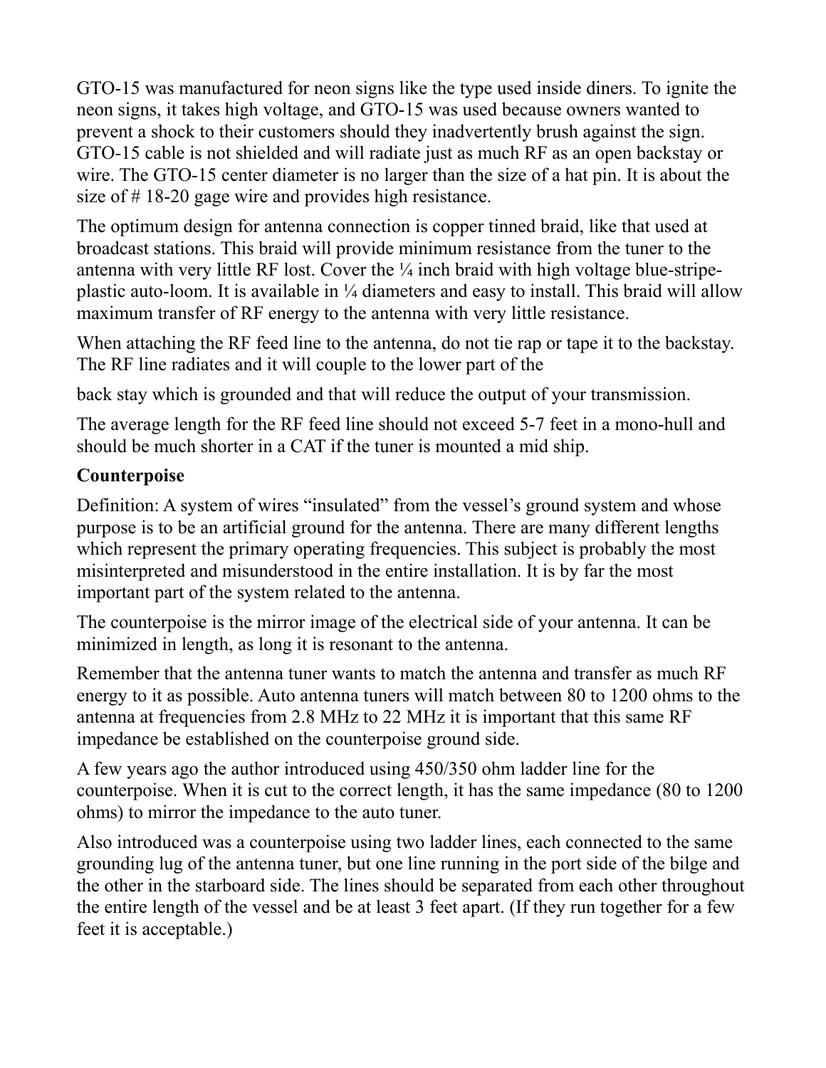GTO-15 was manufactured for neon signs like the type used inside diners. To ignite the neon signs, it takes high voltage, and GTO-15 was used because owners wanted to prevent a shock to their customers should they inadvertently brush against the sign. GTO-15 cable is not shielded and will radiate just as much RF as an open backstay or wire. The GTO-15 center diameter is no larger than the size of a hat pin. It is about the size of # 18-20 gage wire and provides high resistance.

The optimum design for antenna connection is copper tinned braid, like that used at broadcast stations. This braid will provide minimum resistance from the tuner to the antenna with very little RF lost. Cover the ¼ inch braid with high voltage blue-stripe-plastic auto-loom. It is available in ¼ diameters and easy to install. This braid will allow maximum transfer of RF energy to the antenna with very little resistance.

When attaching the RF feed line to the antenna, do not tie rap or tape it to the backstay. The RF line radiates and it will couple to the lower part of the

back stay which is grounded and that will reduce the output of your transmission.

The average length for the RF feed line should not exceed 5-7 feet in a mono-hull and should be much shorter in a CAT if the tuner is mounted a mid ship.

**Counterpoise**

Definition: A system of wires “insulated” from the vessel’s ground system and whose purpose is to be an artificial ground for the antenna. There are many different lengths which represent the primary operating frequencies. This subject is probably the most misinterpreted and misunderstood in the entire installation. It is by far the most important part of the system related to the antenna.

The counterpoise is the mirror image of the electrical side of your antenna. It can be minimized in length, as long it is resonant to the antenna.

Remember that the antenna tuner wants to match the antenna and transfer as much RF energy to it as possible. Auto antenna tuners will match between 80 to 1200 ohms to the antenna at frequencies from 2.8 MHz to 22 MHz it is important that this same RF impedance be established on the counterpoise ground side.

A few years ago the author introduced using 450/350 ohm ladder line for the counterpoise. When it is cut to the correct length, it has the same impedance (80 to 1200 ohms) to mirror the impedance to the auto tuner.

Also introduced was a counterpoise using two ladder lines, each connected to the same grounding lug of the antenna tuner, but one line running in the port side of the bilge and the other in the starboard side. The lines should be separated from each other throughout the entire length of the vessel and be at least 3 feet apart. (If they run together for a few feet it is acceptable.)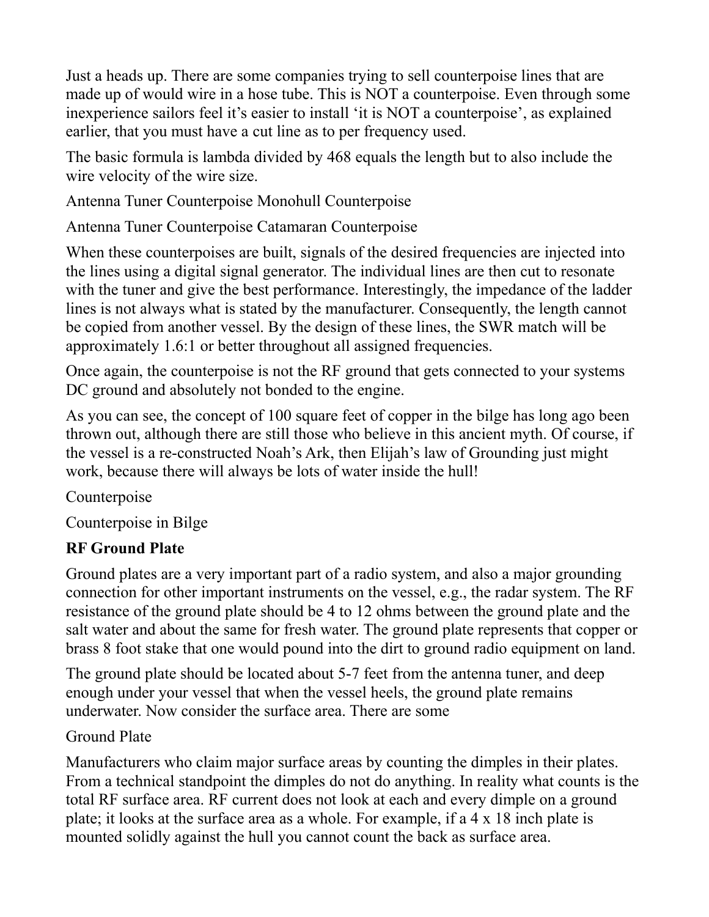Just a heads up. There are some companies trying to sell counterpoise lines that are made up of would wire in a hose tube. This is NOT a counterpoise. Even through some inexperience sailors feel it's easier to install 'it is NOT a counterpoise', as explained earlier, that you must have a cut line as to per frequency used.

The basic formula is lambda divided by 468 equals the length but to also include the wire velocity of the wire size.

Antenna Tuner Counterpoise Monohull Counterpoise

Antenna Tuner Counterpoise Catamaran Counterpoise

When these counterpoises are built, signals of the desired frequencies are injected into the lines using a digital signal generator. The individual lines are then cut to resonate with the tuner and give the best performance. Interestingly, the impedance of the ladder lines is not always what is stated by the manufacturer. Consequently, the length cannot be copied from another vessel. By the design of these lines, the SWR match will be approximately 1.6:1 or better throughout all assigned frequencies.

Once again, the counterpoise is not the RF ground that gets connected to your systems DC ground and absolutely not bonded to the engine.

As you can see, the concept of 100 square feet of copper in the bilge has long ago been thrown out, although there are still those who believe in this ancient myth. Of course, if the vessel is a re-constructed Noah's Ark, then Elijah's law of Grounding just might work, because there will always be lots of water inside the hull!

Counterpoise

Counterpoise in Bilge

**RF Ground Plate**

Ground plates are a very important part of a radio system, and also a major grounding connection for other important instruments on the vessel, e.g., the radar system. The RF resistance of the ground plate should be 4 to 12 ohms between the ground plate and the salt water and about the same for fresh water. The ground plate represents that copper or brass 8 foot stake that one would pound into the dirt to ground radio equipment on land.

The ground plate should be located about 5-7 feet from the antenna tuner, and deep enough under your vessel that when the vessel heels, the ground plate remains underwater. Now consider the surface area. There are some

Ground Plate

Manufacturers who claim major surface areas by counting the dimples in their plates. From a technical standpoint the dimples do not do anything. In reality what counts is the total RF surface area. RF current does not look at each and every dimple on a ground plate; it looks at the surface area as a whole. For example, if a 4 x 18 inch plate is mounted solidly against the hull you cannot count the back as surface area.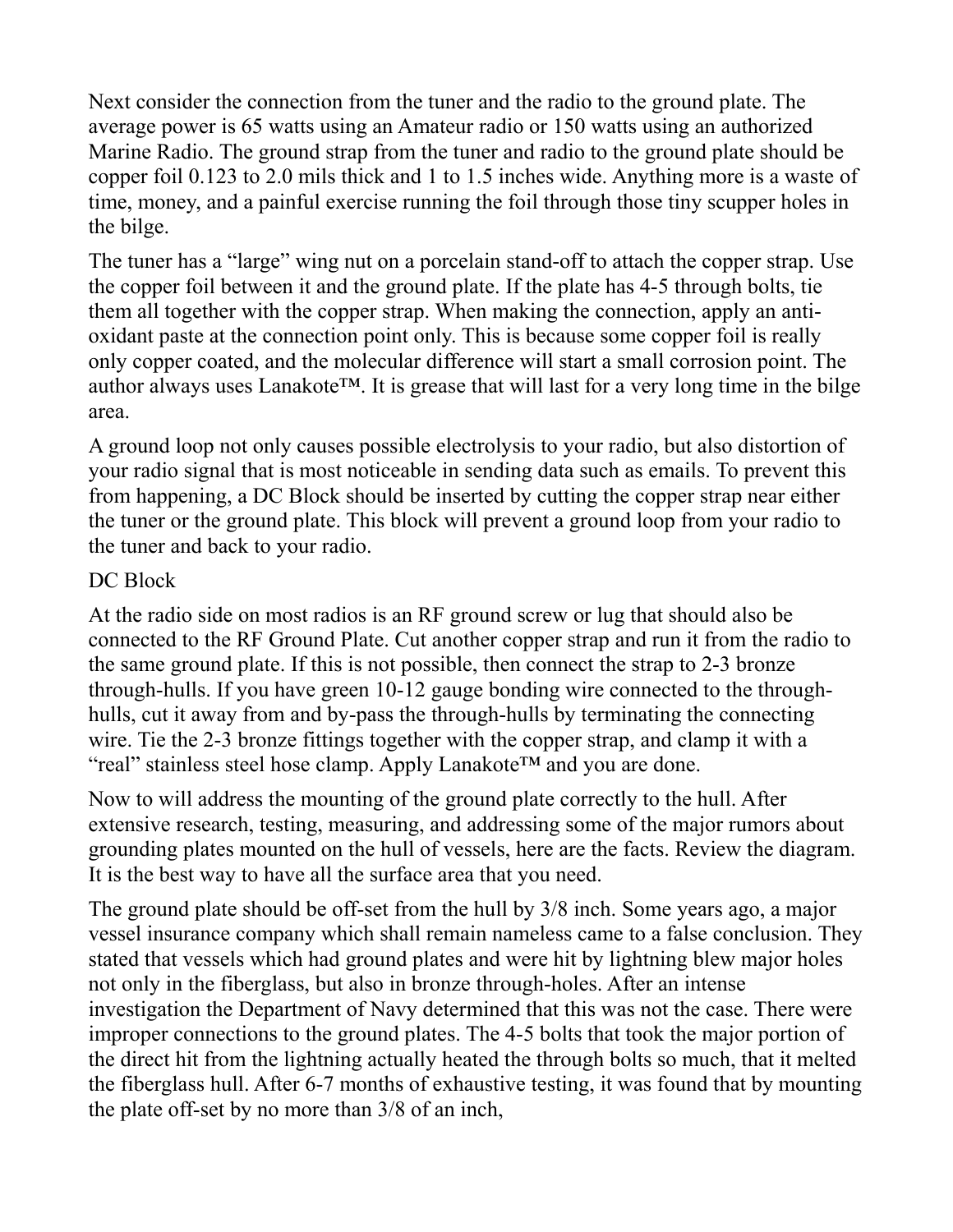Next consider the connection from the tuner and the radio to the ground plate. The average power is 65 watts using an Amateur radio or 150 watts using an authorized Marine Radio. The ground strap from the tuner and radio to the ground plate should be copper foil 0.123 to 2.0 mils thick and 1 to 1.5 inches wide. Anything more is a waste of time, money, and a painful exercise running the foil through those tiny scupper holes in the bilge.

The tuner has a "large" wing nut on a porcelain stand-off to attach the copper strap. Use the copper foil between it and the ground plate. If the plate has 4-5 through bolts, tie them all together with the copper strap. When making the connection, apply an anti-oxidant paste at the connection point only. This is because some copper foil is really only copper coated, and the molecular difference will start a small corrosion point. The author always uses Lanakote™. It is grease that will last for a very long time in the bilge area.

A ground loop not only causes possible electrolysis to your radio, but also distortion of your radio signal that is most noticeable in sending data such as emails. To prevent this from happening, a DC Block should be inserted by cutting the copper strap near either the tuner or the ground plate. This block will prevent a ground loop from your radio to the tuner and back to your radio.

DC Block

At the radio side on most radios is an RF ground screw or lug that should also be connected to the RF Ground Plate. Cut another copper strap and run it from the radio to the same ground plate. If this is not possible, then connect the strap to 2-3 bronze through-hulls. If you have green 10-12 gauge bonding wire connected to the through-hulls, cut it away from and by-pass the through-hulls by terminating the connecting wire. Tie the 2-3 bronze fittings together with the copper strap, and clamp it with a "real" stainless steel hose clamp. Apply Lanakote™ and you are done.

Now to will address the mounting of the ground plate correctly to the hull. After extensive research, testing, measuring, and addressing some of the major rumors about grounding plates mounted on the hull of vessels, here are the facts. Review the diagram. It is the best way to have all the surface area that you need.

The ground plate should be off-set from the hull by 3/8 inch. Some years ago, a major vessel insurance company which shall remain nameless came to a false conclusion. They stated that vessels which had ground plates and were hit by lightning blew major holes not only in the fiberglass, but also in bronze through-holes. After an intense investigation the Department of Navy determined that this was not the case. There were improper connections to the ground plates. The 4-5 bolts that took the major portion of the direct hit from the lightning actually heated the through bolts so much, that it melted the fiberglass hull. After 6-7 months of exhaustive testing, it was found that by mounting the plate off-set by no more than 3/8 of an inch,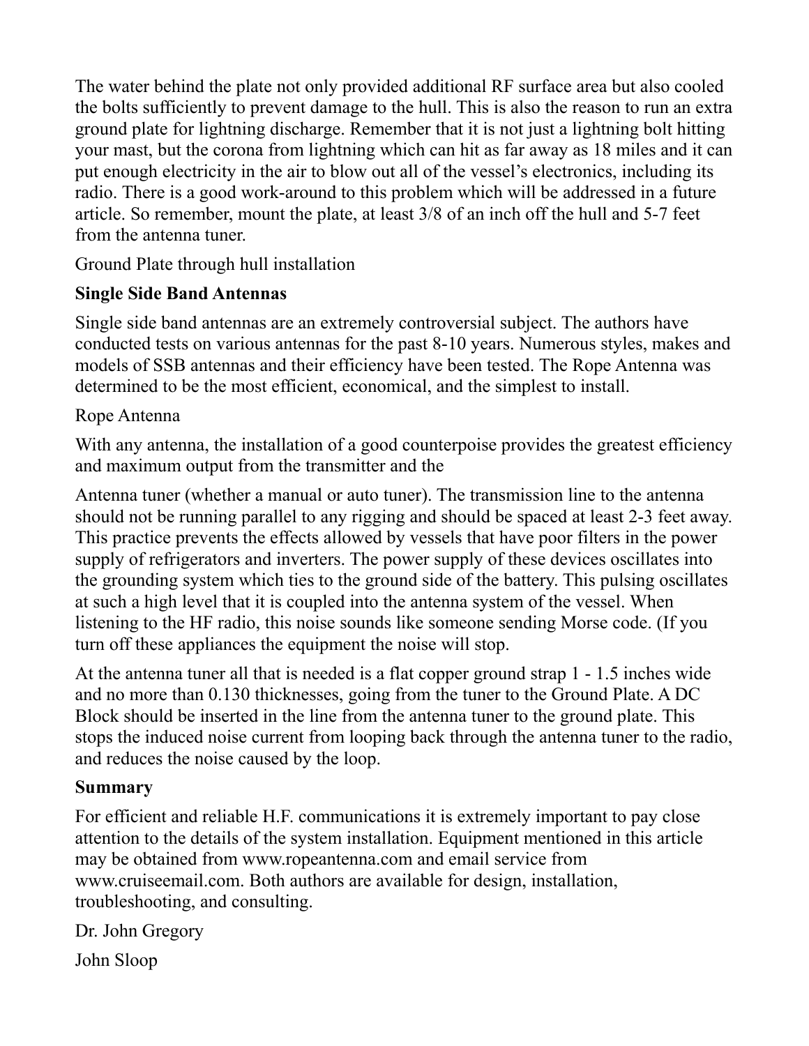The water behind the plate not only provided additional RF surface area but also cooled the bolts sufficiently to prevent damage to the hull. This is also the reason to run an extra ground plate for lightning discharge. Remember that it is not just a lightning bolt hitting your mast, but the corona from lightning which can hit as far away as 18 miles and it can put enough electricity in the air to blow out all of the vessel's electronics, including its radio. There is a good work-around to this problem which will be addressed in a future article. So remember, mount the plate, at least 3/8 of an inch off the hull and 5-7 feet from the antenna tuner.

Ground Plate through hull installation

**Single Side Band Antennas**

Single side band antennas are an extremely controversial subject. The authors have conducted tests on various antennas for the past 8-10 years. Numerous styles, makes and models of SSB antennas and their efficiency have been tested. The Rope Antenna was determined to be the most efficient, economical, and the simplest to install.

Rope Antenna

With any antenna, the installation of a good counterpoise provides the greatest efficiency and maximum output from the transmitter and the

Antenna tuner (whether a manual or auto tuner). The transmission line to the antenna should not be running parallel to any rigging and should be spaced at least 2-3 feet away. This practice prevents the effects allowed by vessels that have poor filters in the power supply of refrigerators and inverters. The power supply of these devices oscillates into the grounding system which ties to the ground side of the battery. This pulsing oscillates at such a high level that it is coupled into the antenna system of the vessel. When listening to the HF radio, this noise sounds like someone sending Morse code. (If you turn off these appliances the equipment the noise will stop.

At the antenna tuner all that is needed is a flat copper ground strap 1 - 1.5 inches wide and no more than 0.130 thicknesses, going from the tuner to the Ground Plate. A DC Block should be inserted in the line from the antenna tuner to the ground plate. This stops the induced noise current from looping back through the antenna tuner to the radio, and reduces the noise caused by the loop.

**Summary**

For efficient and reliable H.F. communications it is extremely important to pay close attention to the details of the system installation. Equipment mentioned in this article may be obtained from www.ropeantenna.com and email service from www.cruiseemail.com. Both authors are available for design, installation, troubleshooting, and consulting.

Dr. John Gregory

John Sloop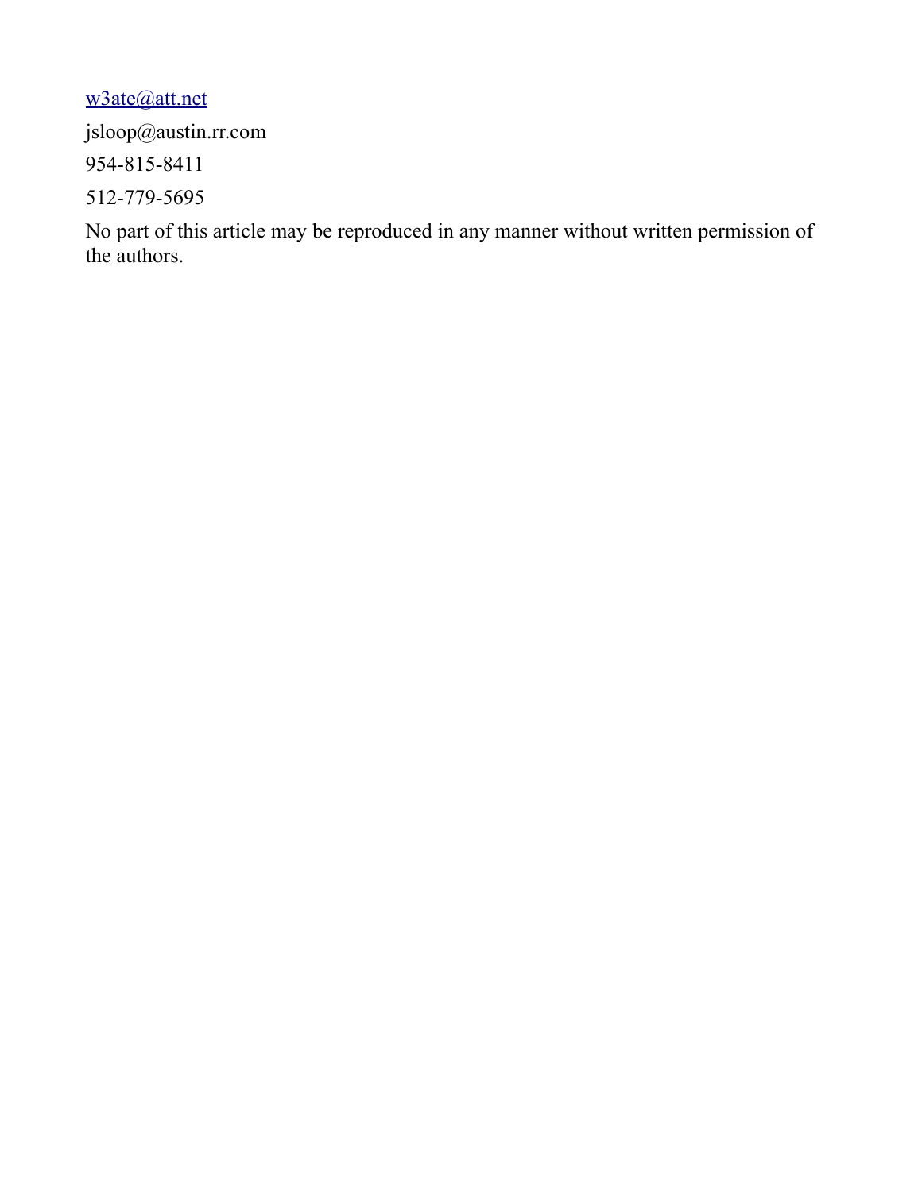w3ate@att.net

jsloop@austin.rr.com

954-815-8411

512-779-5695

No part of this article may be reproduced in any manner without written permission of the authors.